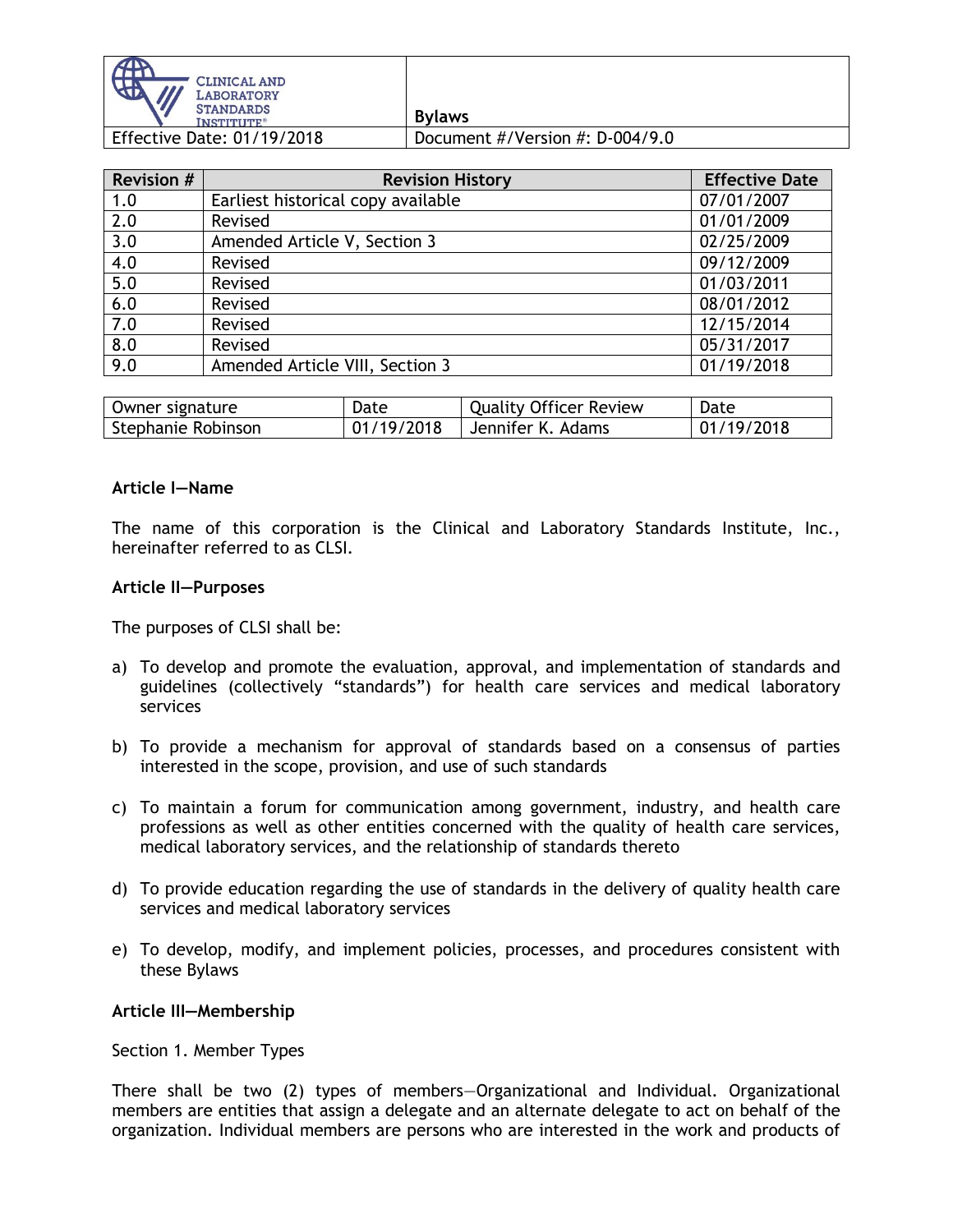| CLINICAL AND LABORATORY STANDARDS INSTITUTE® | Bylaws |
|---|---|
| Effective Date: 01/19/2018 | Document #/Version #: D-004/9.0 |

| Revision # | Revision History | Effective Date |
|---|---|---|
| 1.0 | Earliest historical copy available | 07/01/2007 |
| 2.0 | Revised | 01/01/2009 |
| 3.0 | Amended Article V, Section 3 | 02/25/2009 |
| 4.0 | Revised | 09/12/2009 |
| 5.0 | Revised | 01/03/2011 |
| 6.0 | Revised | 08/01/2012 |
| 7.0 | Revised | 12/15/2014 |
| 8.0 | Revised | 05/31/2017 |
| 9.0 | Amended Article VIII, Section 3 | 01/19/2018 |

| Owner signature | Date | Quality Officer Review | Date |
|---|---|---|---|
| Stephanie Robinson | 01/19/2018 | Jennifer K. Adams | 01/19/2018 |

**Article I—Name**

The name of this corporation is the Clinical and Laboratory Standards Institute, Inc., hereinafter referred to as CLSI.

**Article II—Purposes**

The purposes of CLSI shall be:

a) To develop and promote the evaluation, approval, and implementation of standards and guidelines (collectively "standards") for health care services and medical laboratory services

b) To provide a mechanism for approval of standards based on a consensus of parties interested in the scope, provision, and use of such standards

c) To maintain a forum for communication among government, industry, and health care professions as well as other entities concerned with the quality of health care services, medical laboratory services, and the relationship of standards thereto

d) To provide education regarding the use of standards in the delivery of quality health care services and medical laboratory services

e) To develop, modify, and implement policies, processes, and procedures consistent with these Bylaws

**Article III—Membership**

Section 1. Member Types

There shall be two (2) types of members—Organizational and Individual. Organizational members are entities that assign a delegate and an alternate delegate to act on behalf of the organization. Individual members are persons who are interested in the work and products of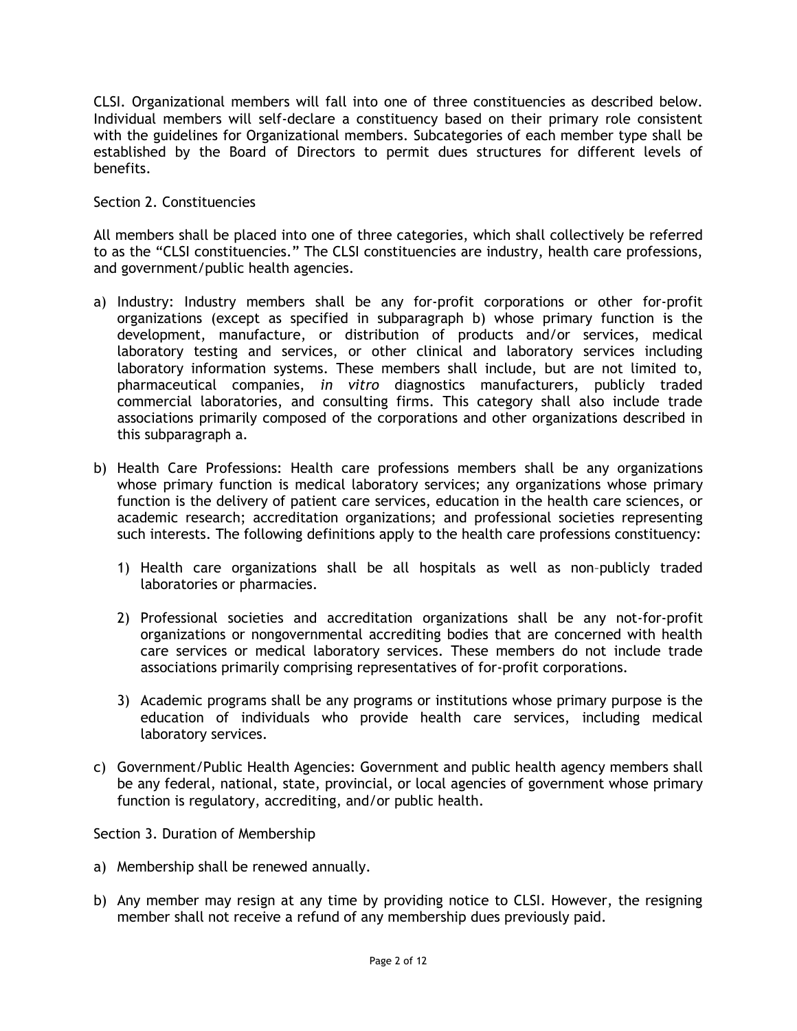CLSI. Organizational members will fall into one of three constituencies as described below. Individual members will self-declare a constituency based on their primary role consistent with the guidelines for Organizational members. Subcategories of each member type shall be established by the Board of Directors to permit dues structures for different levels of benefits.

Section 2. Constituencies

All members shall be placed into one of three categories, which shall collectively be referred to as the "CLSI constituencies." The CLSI constituencies are industry, health care professions, and government/public health agencies.

a) Industry: Industry members shall be any for-profit corporations or other for-profit organizations (except as specified in subparagraph b) whose primary function is the development, manufacture, or distribution of products and/or services, medical laboratory testing and services, or other clinical and laboratory services including laboratory information systems. These members shall include, but are not limited to, pharmaceutical companies, *in vitro* diagnostics manufacturers, publicly traded commercial laboratories, and consulting firms. This category shall also include trade associations primarily composed of the corporations and other organizations described in this subparagraph a.

b) Health Care Professions: Health care professions members shall be any organizations whose primary function is medical laboratory services; any organizations whose primary function is the delivery of patient care services, education in the health care sciences, or academic research; accreditation organizations; and professional societies representing such interests. The following definitions apply to the health care professions constituency:

   1) Health care organizations shall be all hospitals as well as non–publicly traded laboratories or pharmacies.

   2) Professional societies and accreditation organizations shall be any not-for-profit organizations or nongovernmental accrediting bodies that are concerned with health care services or medical laboratory services. These members do not include trade associations primarily comprising representatives of for-profit corporations.

   3) Academic programs shall be any programs or institutions whose primary purpose is the education of individuals who provide health care services, including medical laboratory services.

c) Government/Public Health Agencies: Government and public health agency members shall be any federal, national, state, provincial, or local agencies of government whose primary function is regulatory, accrediting, and/or public health.

Section 3. Duration of Membership

a) Membership shall be renewed annually.

b) Any member may resign at any time by providing notice to CLSI. However, the resigning member shall not receive a refund of any membership dues previously paid.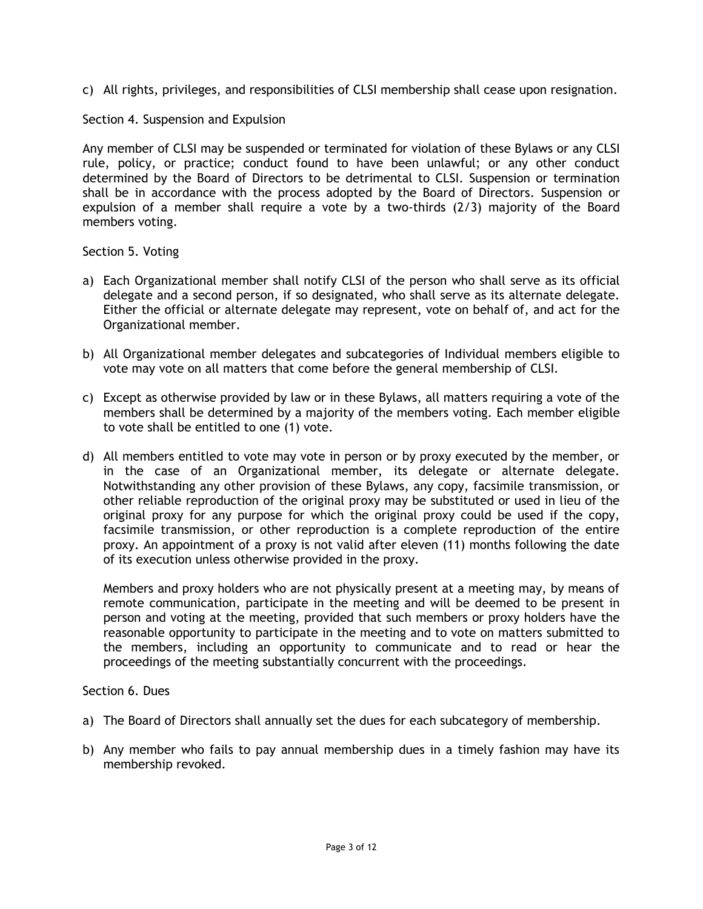c) All rights, privileges, and responsibilities of CLSI membership shall cease upon resignation.

### Section 4. Suspension and Expulsion

Any member of CLSI may be suspended or terminated for violation of these Bylaws or any CLSI rule, policy, or practice; conduct found to have been unlawful; or any other conduct determined by the Board of Directors to be detrimental to CLSI. Suspension or termination shall be in accordance with the process adopted by the Board of Directors. Suspension or expulsion of a member shall require a vote by a two-thirds (2/3) majority of the Board members voting.

### Section 5. Voting

a) Each Organizational member shall notify CLSI of the person who shall serve as its official delegate and a second person, if so designated, who shall serve as its alternate delegate. Either the official or alternate delegate may represent, vote on behalf of, and act for the Organizational member.

b) All Organizational member delegates and subcategories of Individual members eligible to vote may vote on all matters that come before the general membership of CLSI.

c) Except as otherwise provided by law or in these Bylaws, all matters requiring a vote of the members shall be determined by a majority of the members voting. Each member eligible to vote shall be entitled to one (1) vote.

d) All members entitled to vote may vote in person or by proxy executed by the member, or in the case of an Organizational member, its delegate or alternate delegate. Notwithstanding any other provision of these Bylaws, any copy, facsimile transmission, or other reliable reproduction of the original proxy may be substituted or used in lieu of the original proxy for any purpose for which the original proxy could be used if the copy, facsimile transmission, or other reproduction is a complete reproduction of the entire proxy. An appointment of a proxy is not valid after eleven (11) months following the date of its execution unless otherwise provided in the proxy.

   Members and proxy holders who are not physically present at a meeting may, by means of remote communication, participate in the meeting and will be deemed to be present in person and voting at the meeting, provided that such members or proxy holders have the reasonable opportunity to participate in the meeting and to vote on matters submitted to the members, including an opportunity to communicate and to read or hear the proceedings of the meeting substantially concurrent with the proceedings.

### Section 6. Dues

a) The Board of Directors shall annually set the dues for each subcategory of membership.

b) Any member who fails to pay annual membership dues in a timely fashion may have its membership revoked.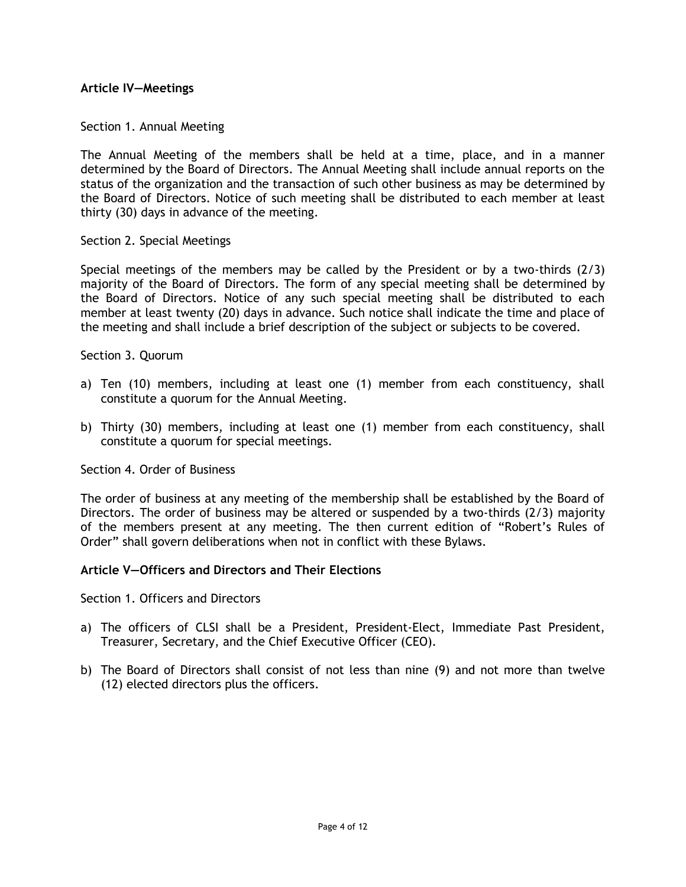## Article IV—Meetings

Section 1. Annual Meeting

The Annual Meeting of the members shall be held at a time, place, and in a manner determined by the Board of Directors. The Annual Meeting shall include annual reports on the status of the organization and the transaction of such other business as may be determined by the Board of Directors. Notice of such meeting shall be distributed to each member at least thirty (30) days in advance of the meeting.

Section 2. Special Meetings

Special meetings of the members may be called by the President or by a two-thirds (2/3) majority of the Board of Directors. The form of any special meeting shall be determined by the Board of Directors. Notice of any such special meeting shall be distributed to each member at least twenty (20) days in advance. Such notice shall indicate the time and place of the meeting and shall include a brief description of the subject or subjects to be covered.

Section 3. Quorum

a) Ten (10) members, including at least one (1) member from each constituency, shall constitute a quorum for the Annual Meeting.

b) Thirty (30) members, including at least one (1) member from each constituency, shall constitute a quorum for special meetings.

Section 4. Order of Business

The order of business at any meeting of the membership shall be established by the Board of Directors. The order of business may be altered or suspended by a two-thirds (2/3) majority of the members present at any meeting. The then current edition of "Robert's Rules of Order" shall govern deliberations when not in conflict with these Bylaws.

## Article V—Officers and Directors and Their Elections

Section 1. Officers and Directors

a) The officers of CLSI shall be a President, President-Elect, Immediate Past President, Treasurer, Secretary, and the Chief Executive Officer (CEO).

b) The Board of Directors shall consist of not less than nine (9) and not more than twelve (12) elected directors plus the officers.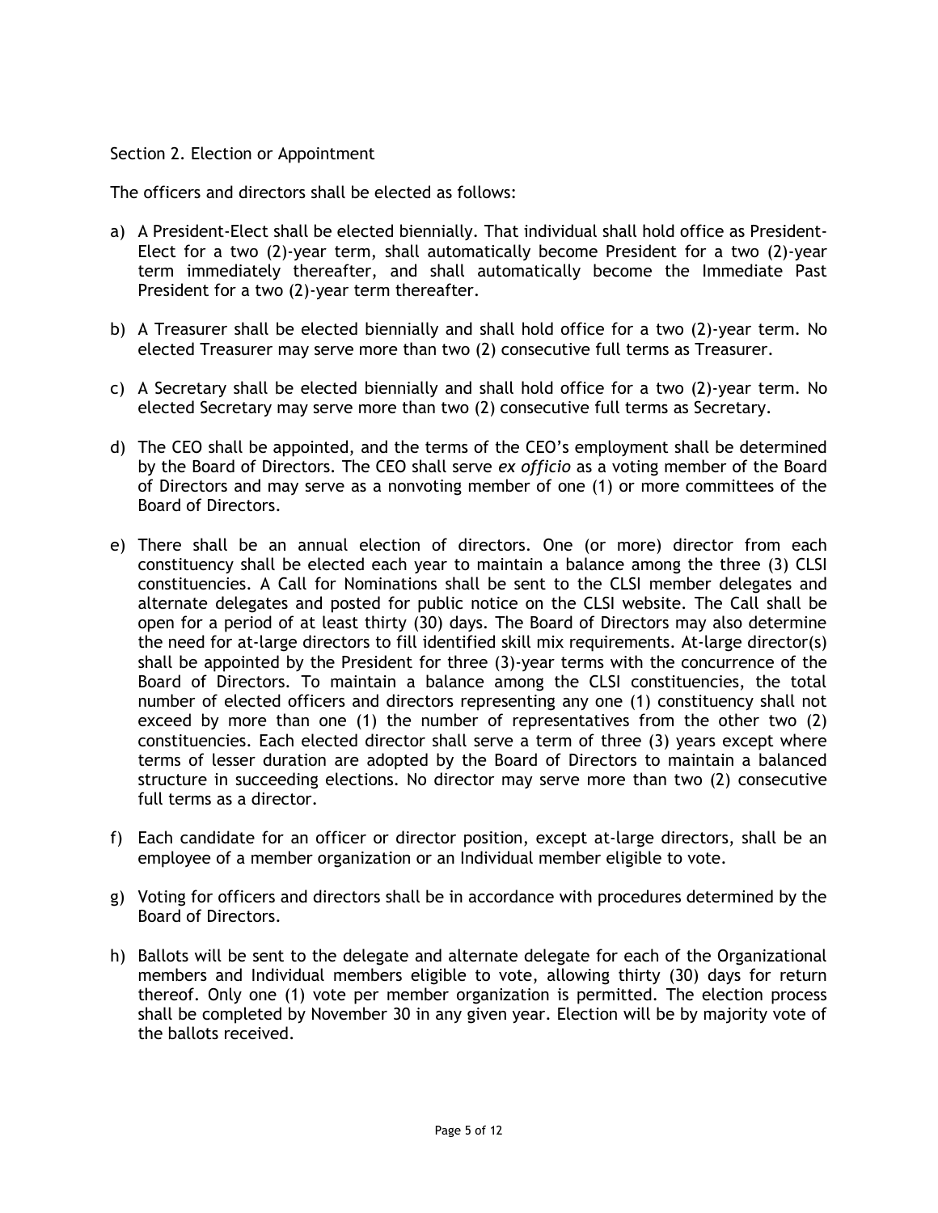Section 2. Election or Appointment

The officers and directors shall be elected as follows:

a) A President-Elect shall be elected biennially. That individual shall hold office as President-Elect for a two (2)-year term, shall automatically become President for a two (2)-year term immediately thereafter, and shall automatically become the Immediate Past President for a two (2)-year term thereafter.

b) A Treasurer shall be elected biennially and shall hold office for a two (2)-year term. No elected Treasurer may serve more than two (2) consecutive full terms as Treasurer.

c) A Secretary shall be elected biennially and shall hold office for a two (2)-year term. No elected Secretary may serve more than two (2) consecutive full terms as Secretary.

d) The CEO shall be appointed, and the terms of the CEO's employment shall be determined by the Board of Directors. The CEO shall serve *ex officio* as a voting member of the Board of Directors and may serve as a nonvoting member of one (1) or more committees of the Board of Directors.

e) There shall be an annual election of directors. One (or more) director from each constituency shall be elected each year to maintain a balance among the three (3) CLSI constituencies. A Call for Nominations shall be sent to the CLSI member delegates and alternate delegates and posted for public notice on the CLSI website. The Call shall be open for a period of at least thirty (30) days. The Board of Directors may also determine the need for at-large directors to fill identified skill mix requirements. At-large director(s) shall be appointed by the President for three (3)-year terms with the concurrence of the Board of Directors. To maintain a balance among the CLSI constituencies, the total number of elected officers and directors representing any one (1) constituency shall not exceed by more than one (1) the number of representatives from the other two (2) constituencies. Each elected director shall serve a term of three (3) years except where terms of lesser duration are adopted by the Board of Directors to maintain a balanced structure in succeeding elections. No director may serve more than two (2) consecutive full terms as a director.

f) Each candidate for an officer or director position, except at-large directors, shall be an employee of a member organization or an Individual member eligible to vote.

g) Voting for officers and directors shall be in accordance with procedures determined by the Board of Directors.

h) Ballots will be sent to the delegate and alternate delegate for each of the Organizational members and Individual members eligible to vote, allowing thirty (30) days for return thereof. Only one (1) vote per member organization is permitted. The election process shall be completed by November 30 in any given year. Election will be by majority vote of the ballots received.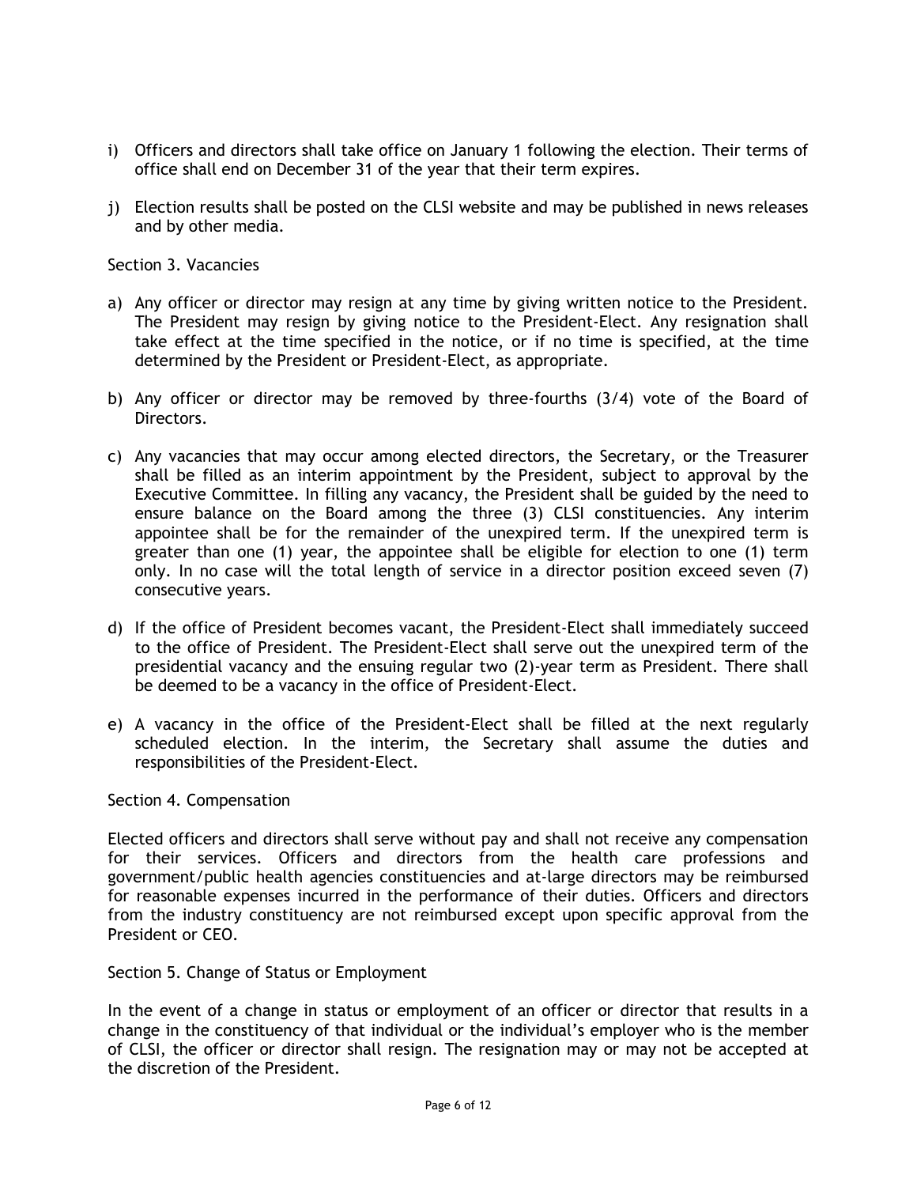i) Officers and directors shall take office on January 1 following the election. Their terms of office shall end on December 31 of the year that their term expires.

j) Election results shall be posted on the CLSI website and may be published in news releases and by other media.

Section 3. Vacancies

a) Any officer or director may resign at any time by giving written notice to the President. The President may resign by giving notice to the President-Elect. Any resignation shall take effect at the time specified in the notice, or if no time is specified, at the time determined by the President or President-Elect, as appropriate.

b) Any officer or director may be removed by three-fourths (3/4) vote of the Board of Directors.

c) Any vacancies that may occur among elected directors, the Secretary, or the Treasurer shall be filled as an interim appointment by the President, subject to approval by the Executive Committee. In filling any vacancy, the President shall be guided by the need to ensure balance on the Board among the three (3) CLSI constituencies. Any interim appointee shall be for the remainder of the unexpired term. If the unexpired term is greater than one (1) year, the appointee shall be eligible for election to one (1) term only. In no case will the total length of service in a director position exceed seven (7) consecutive years.

d) If the office of President becomes vacant, the President-Elect shall immediately succeed to the office of President. The President-Elect shall serve out the unexpired term of the presidential vacancy and the ensuing regular two (2)-year term as President. There shall be deemed to be a vacancy in the office of President-Elect.

e) A vacancy in the office of the President-Elect shall be filled at the next regularly scheduled election. In the interim, the Secretary shall assume the duties and responsibilities of the President-Elect.

Section 4. Compensation

Elected officers and directors shall serve without pay and shall not receive any compensation for their services. Officers and directors from the health care professions and government/public health agencies constituencies and at-large directors may be reimbursed for reasonable expenses incurred in the performance of their duties. Officers and directors from the industry constituency are not reimbursed except upon specific approval from the President or CEO.

Section 5. Change of Status or Employment

In the event of a change in status or employment of an officer or director that results in a change in the constituency of that individual or the individual's employer who is the member of CLSI, the officer or director shall resign. The resignation may or may not be accepted at the discretion of the President.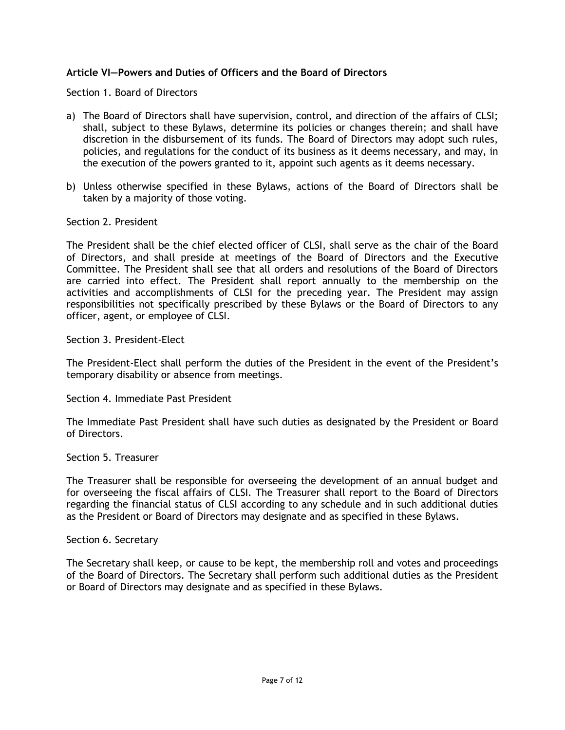### Article VI—Powers and Duties of Officers and the Board of Directors

Section 1. Board of Directors

a) The Board of Directors shall have supervision, control, and direction of the affairs of CLSI; shall, subject to these Bylaws, determine its policies or changes therein; and shall have discretion in the disbursement of its funds. The Board of Directors may adopt such rules, policies, and regulations for the conduct of its business as it deems necessary, and may, in the execution of the powers granted to it, appoint such agents as it deems necessary.

b) Unless otherwise specified in these Bylaws, actions of the Board of Directors shall be taken by a majority of those voting.

Section 2. President

The President shall be the chief elected officer of CLSI, shall serve as the chair of the Board of Directors, and shall preside at meetings of the Board of Directors and the Executive Committee. The President shall see that all orders and resolutions of the Board of Directors are carried into effect. The President shall report annually to the membership on the activities and accomplishments of CLSI for the preceding year. The President may assign responsibilities not specifically prescribed by these Bylaws or the Board of Directors to any officer, agent, or employee of CLSI.

Section 3. President-Elect

The President-Elect shall perform the duties of the President in the event of the President's temporary disability or absence from meetings.

Section 4. Immediate Past President

The Immediate Past President shall have such duties as designated by the President or Board of Directors.

Section 5. Treasurer

The Treasurer shall be responsible for overseeing the development of an annual budget and for overseeing the fiscal affairs of CLSI. The Treasurer shall report to the Board of Directors regarding the financial status of CLSI according to any schedule and in such additional duties as the President or Board of Directors may designate and as specified in these Bylaws.

Section 6. Secretary

The Secretary shall keep, or cause to be kept, the membership roll and votes and proceedings of the Board of Directors. The Secretary shall perform such additional duties as the President or Board of Directors may designate and as specified in these Bylaws.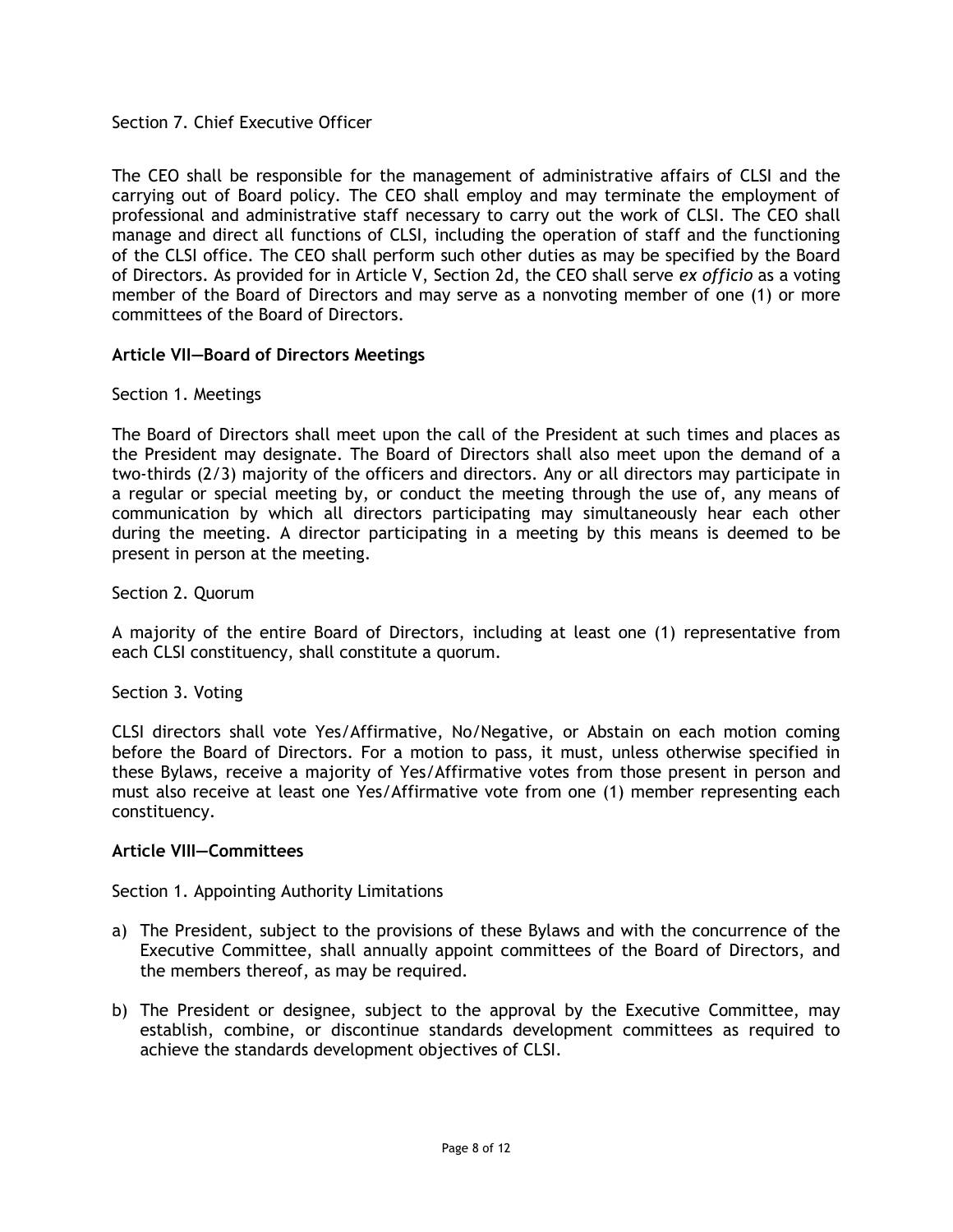Section 7. Chief Executive Officer

The CEO shall be responsible for the management of administrative affairs of CLSI and the carrying out of Board policy. The CEO shall employ and may terminate the employment of professional and administrative staff necessary to carry out the work of CLSI. The CEO shall manage and direct all functions of CLSI, including the operation of staff and the functioning of the CLSI office. The CEO shall perform such other duties as may be specified by the Board of Directors. As provided for in Article V, Section 2d, the CEO shall serve *ex officio* as a voting member of the Board of Directors and may serve as a nonvoting member of one (1) or more committees of the Board of Directors.

## Article VII—Board of Directors Meetings

Section 1. Meetings

The Board of Directors shall meet upon the call of the President at such times and places as the President may designate. The Board of Directors shall also meet upon the demand of a two-thirds (2/3) majority of the officers and directors. Any or all directors may participate in a regular or special meeting by, or conduct the meeting through the use of, any means of communication by which all directors participating may simultaneously hear each other during the meeting. A director participating in a meeting by this means is deemed to be present in person at the meeting.

Section 2. Quorum

A majority of the entire Board of Directors, including at least one (1) representative from each CLSI constituency, shall constitute a quorum.

Section 3. Voting

CLSI directors shall vote Yes/Affirmative, No/Negative, or Abstain on each motion coming before the Board of Directors. For a motion to pass, it must, unless otherwise specified in these Bylaws, receive a majority of Yes/Affirmative votes from those present in person and must also receive at least one Yes/Affirmative vote from one (1) member representing each constituency.

## Article VIII—Committees

Section 1. Appointing Authority Limitations

a) The President, subject to the provisions of these Bylaws and with the concurrence of the Executive Committee, shall annually appoint committees of the Board of Directors, and the members thereof, as may be required.

b) The President or designee, subject to the approval by the Executive Committee, may establish, combine, or discontinue standards development committees as required to achieve the standards development objectives of CLSI.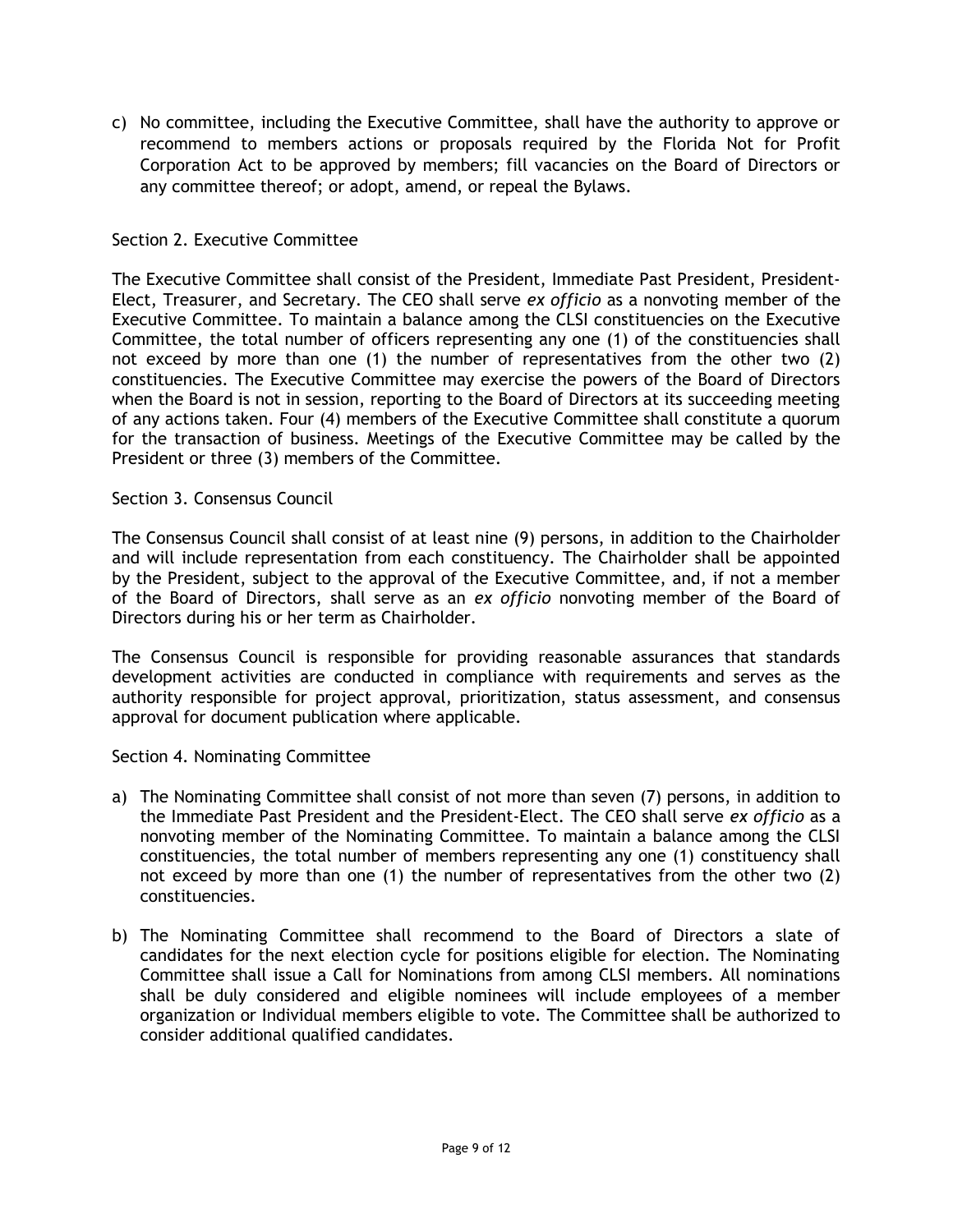c) No committee, including the Executive Committee, shall have the authority to approve or recommend to members actions or proposals required by the Florida Not for Profit Corporation Act to be approved by members; fill vacancies on the Board of Directors or any committee thereof; or adopt, amend, or repeal the Bylaws.

Section 2. Executive Committee

The Executive Committee shall consist of the President, Immediate Past President, President-Elect, Treasurer, and Secretary. The CEO shall serve *ex officio* as a nonvoting member of the Executive Committee. To maintain a balance among the CLSI constituencies on the Executive Committee, the total number of officers representing any one (1) of the constituencies shall not exceed by more than one (1) the number of representatives from the other two (2) constituencies. The Executive Committee may exercise the powers of the Board of Directors when the Board is not in session, reporting to the Board of Directors at its succeeding meeting of any actions taken. Four (4) members of the Executive Committee shall constitute a quorum for the transaction of business. Meetings of the Executive Committee may be called by the President or three (3) members of the Committee.

Section 3. Consensus Council

The Consensus Council shall consist of at least nine (9) persons, in addition to the Chairholder and will include representation from each constituency. The Chairholder shall be appointed by the President, subject to the approval of the Executive Committee, and, if not a member of the Board of Directors, shall serve as an *ex officio* nonvoting member of the Board of Directors during his or her term as Chairholder.

The Consensus Council is responsible for providing reasonable assurances that standards development activities are conducted in compliance with requirements and serves as the authority responsible for project approval, prioritization, status assessment, and consensus approval for document publication where applicable.

Section 4. Nominating Committee

a) The Nominating Committee shall consist of not more than seven (7) persons, in addition to the Immediate Past President and the President-Elect. The CEO shall serve *ex officio* as a nonvoting member of the Nominating Committee. To maintain a balance among the CLSI constituencies, the total number of members representing any one (1) constituency shall not exceed by more than one (1) the number of representatives from the other two (2) constituencies.

b) The Nominating Committee shall recommend to the Board of Directors a slate of candidates for the next election cycle for positions eligible for election. The Nominating Committee shall issue a Call for Nominations from among CLSI members. All nominations shall be duly considered and eligible nominees will include employees of a member organization or Individual members eligible to vote. The Committee shall be authorized to consider additional qualified candidates.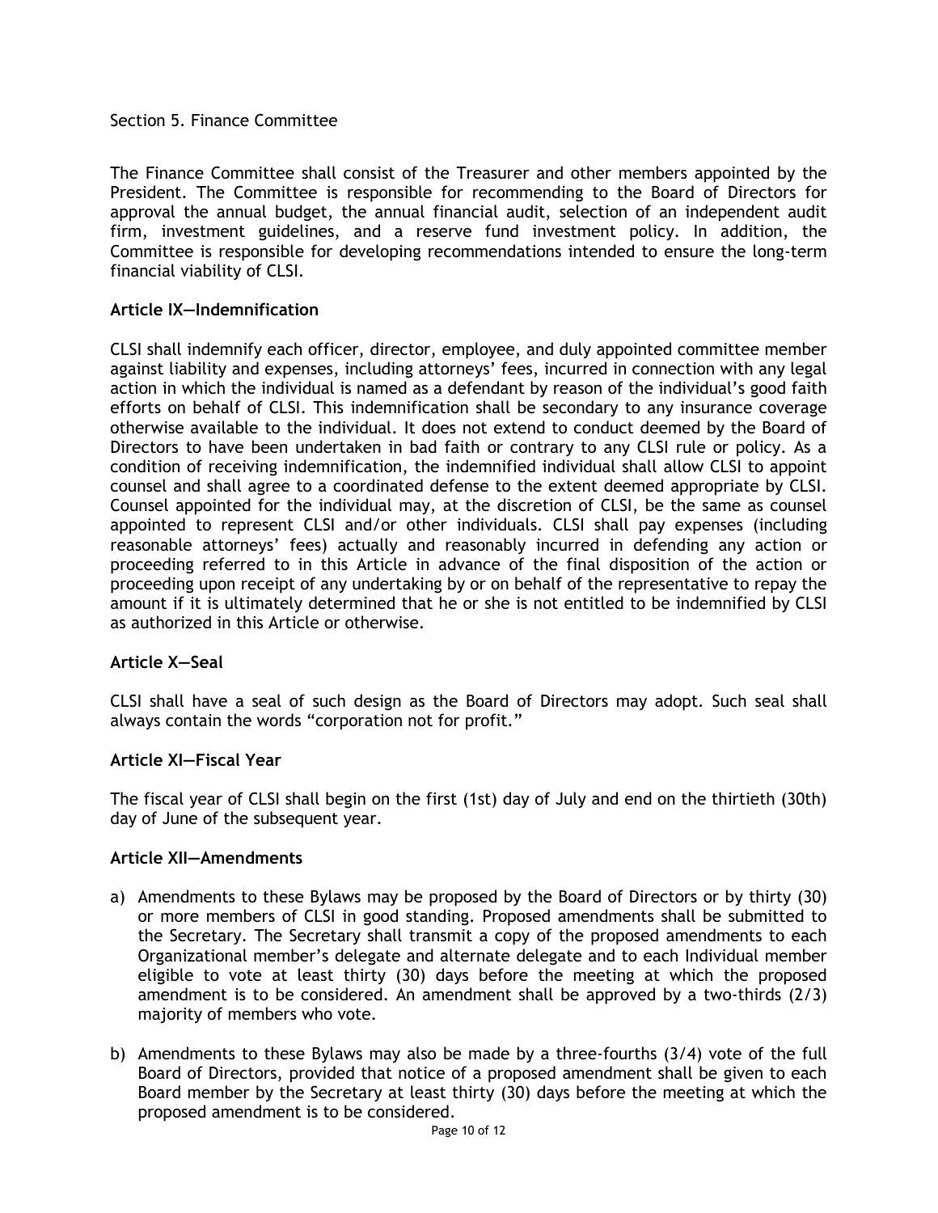Section 5. Finance Committee

The Finance Committee shall consist of the Treasurer and other members appointed by the President. The Committee is responsible for recommending to the Board of Directors for approval the annual budget, the annual financial audit, selection of an independent audit firm, investment guidelines, and a reserve fund investment policy. In addition, the Committee is responsible for developing recommendations intended to ensure the long-term financial viability of CLSI.

## Article IX—Indemnification

CLSI shall indemnify each officer, director, employee, and duly appointed committee member against liability and expenses, including attorneys' fees, incurred in connection with any legal action in which the individual is named as a defendant by reason of the individual's good faith efforts on behalf of CLSI. This indemnification shall be secondary to any insurance coverage otherwise available to the individual. It does not extend to conduct deemed by the Board of Directors to have been undertaken in bad faith or contrary to any CLSI rule or policy. As a condition of receiving indemnification, the indemnified individual shall allow CLSI to appoint counsel and shall agree to a coordinated defense to the extent deemed appropriate by CLSI. Counsel appointed for the individual may, at the discretion of CLSI, be the same as counsel appointed to represent CLSI and/or other individuals. CLSI shall pay expenses (including reasonable attorneys' fees) actually and reasonably incurred in defending any action or proceeding referred to in this Article in advance of the final disposition of the action or proceeding upon receipt of any undertaking by or on behalf of the representative to repay the amount if it is ultimately determined that he or she is not entitled to be indemnified by CLSI as authorized in this Article or otherwise.

## Article X—Seal

CLSI shall have a seal of such design as the Board of Directors may adopt. Such seal shall always contain the words "corporation not for profit."

## Article XI—Fiscal Year

The fiscal year of CLSI shall begin on the first (1st) day of July and end on the thirtieth (30th) day of June of the subsequent year.

## Article XII—Amendments

a) Amendments to these Bylaws may be proposed by the Board of Directors or by thirty (30) or more members of CLSI in good standing. Proposed amendments shall be submitted to the Secretary. The Secretary shall transmit a copy of the proposed amendments to each Organizational member's delegate and alternate delegate and to each Individual member eligible to vote at least thirty (30) days before the meeting at which the proposed amendment is to be considered. An amendment shall be approved by a two-thirds (2/3) majority of members who vote.

b) Amendments to these Bylaws may also be made by a three-fourths (3/4) vote of the full Board of Directors, provided that notice of a proposed amendment shall be given to each Board member by the Secretary at least thirty (30) days before the meeting at which the proposed amendment is to be considered.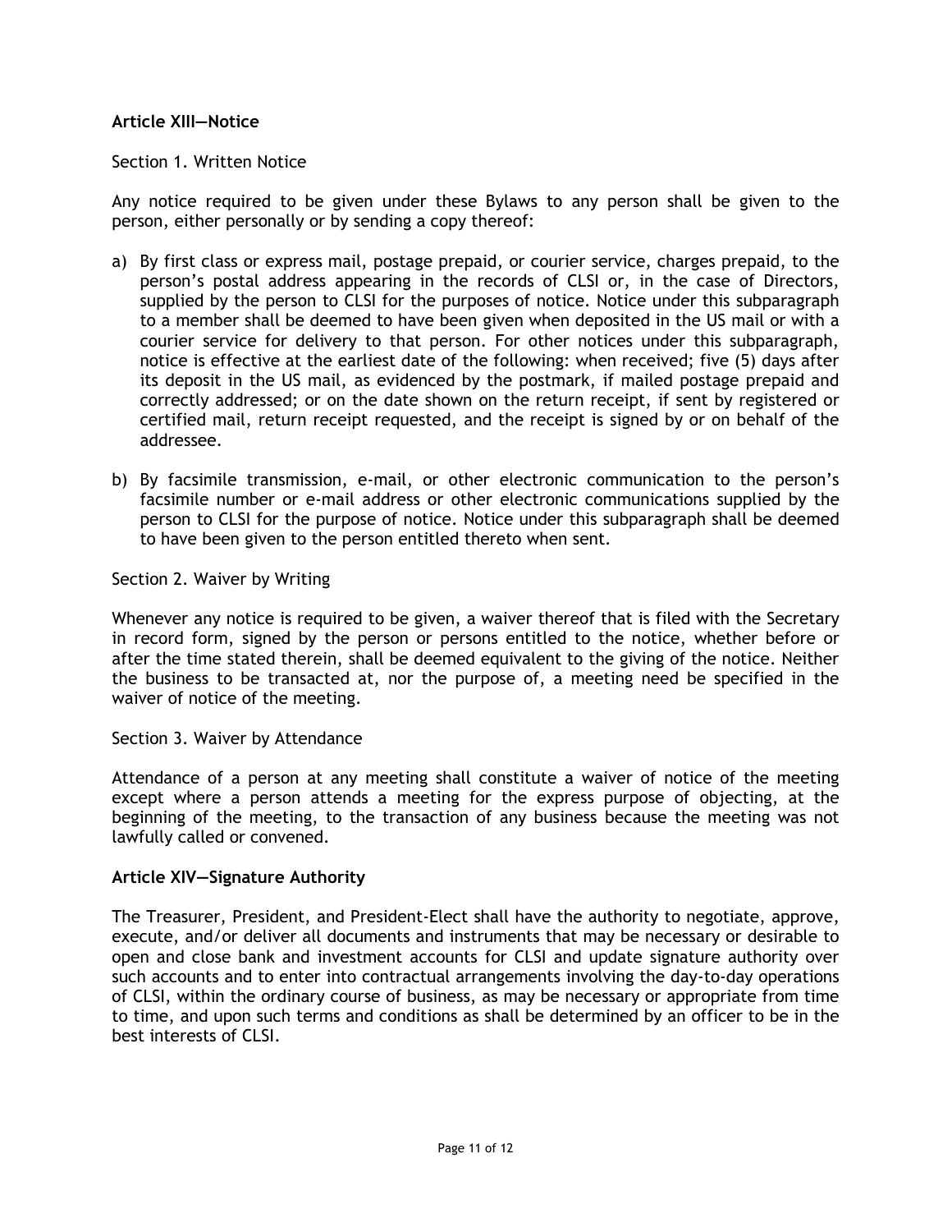**Article XIII—Notice**

Section 1. Written Notice

Any notice required to be given under these Bylaws to any person shall be given to the person, either personally or by sending a copy thereof:

a) By first class or express mail, postage prepaid, or courier service, charges prepaid, to the person's postal address appearing in the records of CLSI or, in the case of Directors, supplied by the person to CLSI for the purposes of notice. Notice under this subparagraph to a member shall be deemed to have been given when deposited in the US mail or with a courier service for delivery to that person. For other notices under this subparagraph, notice is effective at the earliest date of the following: when received; five (5) days after its deposit in the US mail, as evidenced by the postmark, if mailed postage prepaid and correctly addressed; or on the date shown on the return receipt, if sent by registered or certified mail, return receipt requested, and the receipt is signed by or on behalf of the addressee.

b) By facsimile transmission, e-mail, or other electronic communication to the person's facsimile number or e-mail address or other electronic communications supplied by the person to CLSI for the purpose of notice. Notice under this subparagraph shall be deemed to have been given to the person entitled thereto when sent.

Section 2. Waiver by Writing

Whenever any notice is required to be given, a waiver thereof that is filed with the Secretary in record form, signed by the person or persons entitled to the notice, whether before or after the time stated therein, shall be deemed equivalent to the giving of the notice. Neither the business to be transacted at, nor the purpose of, a meeting need be specified in the waiver of notice of the meeting.

Section 3. Waiver by Attendance

Attendance of a person at any meeting shall constitute a waiver of notice of the meeting except where a person attends a meeting for the express purpose of objecting, at the beginning of the meeting, to the transaction of any business because the meeting was not lawfully called or convened.

**Article XIV—Signature Authority**

The Treasurer, President, and President-Elect shall have the authority to negotiate, approve, execute, and/or deliver all documents and instruments that may be necessary or desirable to open and close bank and investment accounts for CLSI and update signature authority over such accounts and to enter into contractual arrangements involving the day-to-day operations of CLSI, within the ordinary course of business, as may be necessary or appropriate from time to time, and upon such terms and conditions as shall be determined by an officer to be in the best interests of CLSI.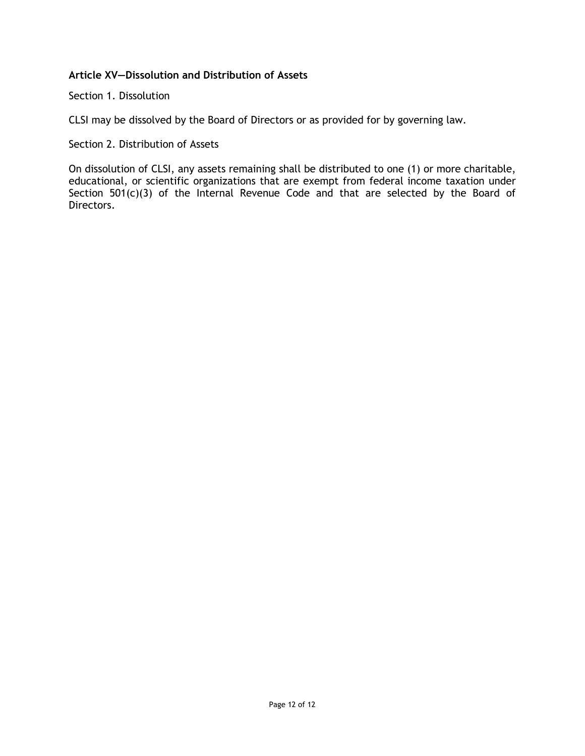### Article XV—Dissolution and Distribution of Assets

Section 1. Dissolution

CLSI may be dissolved by the Board of Directors or as provided for by governing law.

Section 2. Distribution of Assets

On dissolution of CLSI, any assets remaining shall be distributed to one (1) or more charitable, educational, or scientific organizations that are exempt from federal income taxation under Section 501(c)(3) of the Internal Revenue Code and that are selected by the Board of Directors.